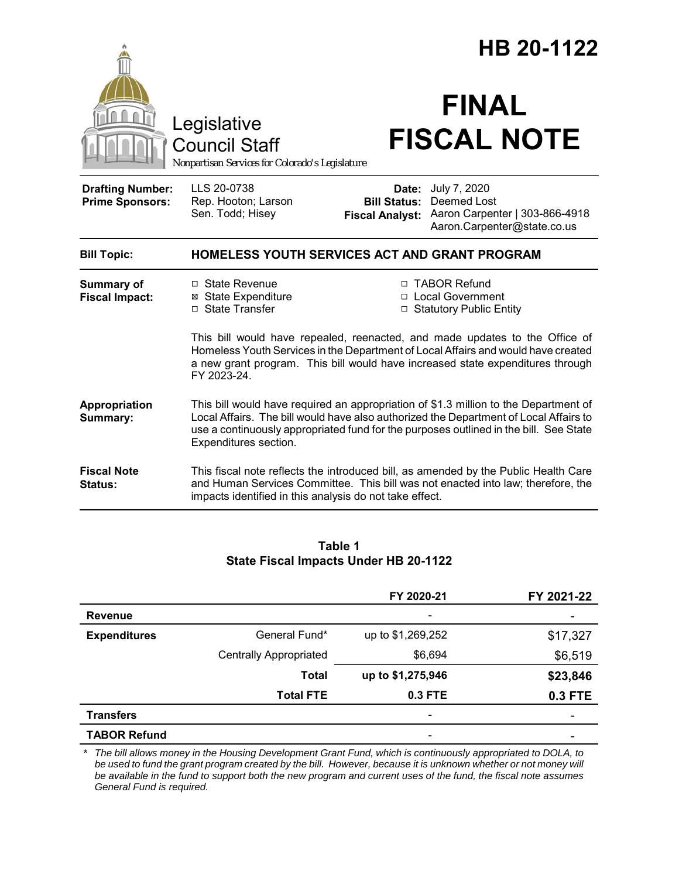# HB 20-1122

Legislative Council Staff

*Nonpartisan Services for Colorado's Legislature*

# FINAL FISCAL NOTE

| | | | |
|---|---|---|---|
| **Drafting Number:** | LLS 20-0738 | **Date:** | July 7, 2020 |
| **Prime Sponsors:** | Rep. Hooton; Larson<br>Sen. Todd; Hisey | **Bill Status:** | Deemed Lost |
| | | **Fiscal Analyst:** | Aaron Carpenter \| 303-866-4918<br>Aaron.Carpenter@state.co.us |

**Bill Topic:** **HOMELESS YOUTH SERVICES ACT AND GRANT PROGRAM**

**Summary of Fiscal Impact:**

- ☐ State Revenue
- ☒ State Expenditure
- ☐ State Transfer
- ☐ TABOR Refund
- ☐ Local Government
- ☐ Statutory Public Entity

This bill would have repealed, reenacted, and made updates to the Office of Homeless Youth Services in the Department of Local Affairs and would have created a new grant program. This bill would have increased state expenditures through FY 2023-24.

**Appropriation Summary:** This bill would have required an appropriation of $1.3 million to the Department of Local Affairs. The bill would have also authorized the Department of Local Affairs to use a continuously appropriated fund for the purposes outlined in the bill. See State Expenditures section.

**Fiscal Note Status:** This fiscal note reflects the introduced bill, as amended by the Public Health Care and Human Services Committee. This bill was not enacted into law; therefore, the impacts identified in this analysis do not take effect.

**Table 1**
**State Fiscal Impacts Under HB 20-1122**

| | | FY 2020-21 | FY 2021-22 |
|---|---|---|---|
| **Revenue** | | - | - |
| **Expenditures** | General Fund* | up to $1,269,252 | $17,327 |
| | Centrally Appropriated | $6,694 | $6,519 |
| | **Total** | **up to $1,275,946** | **$23,846** |
| | **Total FTE** | **0.3 FTE** | **0.3 FTE** |
| **Transfers** | | - | - |
| **TABOR Refund** | | - | - |

\* *The bill allows money in the Housing Development Grant Fund, which is continuously appropriated to DOLA, to be used to fund the grant program created by the bill. However, because it is unknown whether or not money will be available in the fund to support both the new program and current uses of the fund, the fiscal note assumes General Fund is required.*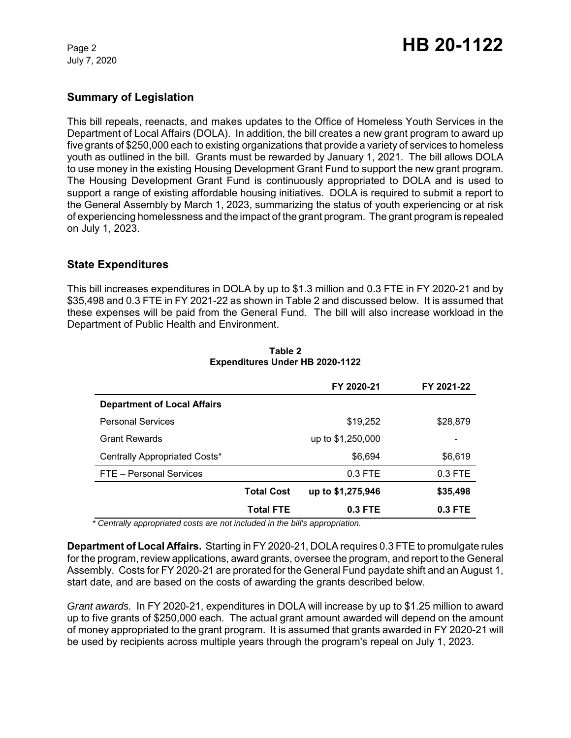## Summary of Legislation

This bill repeals, reenacts, and makes updates to the Office of Homeless Youth Services in the Department of Local Affairs (DOLA). In addition, the bill creates a new grant program to award up five grants of $250,000 each to existing organizations that provide a variety of services to homeless youth as outlined in the bill. Grants must be rewarded by January 1, 2021. The bill allows DOLA to use money in the existing Housing Development Grant Fund to support the new grant program. The Housing Development Grant Fund is continuously appropriated to DOLA and is used to support a range of existing affordable housing initiatives. DOLA is required to submit a report to the General Assembly by March 1, 2023, summarizing the status of youth experiencing or at risk of experiencing homelessness and the impact of the grant program. The grant program is repealed on July 1, 2023.

## State Expenditures

This bill increases expenditures in DOLA by up to $1.3 million and 0.3 FTE in FY 2020-21 and by $35,498 and 0.3 FTE in FY 2021-22 as shown in Table 2 and discussed below. It is assumed that these expenses will be paid from the General Fund. The bill will also increase workload in the Department of Public Health and Environment.

**Table 2**
**Expenditures Under HB 2020-1122**

| | FY 2020-21 | FY 2021-22 |
|---|---|---|
| **Department of Local Affairs** | | |
| Personal Services | $19,252 | $28,879 |
| Grant Rewards | up to $1,250,000 | - |
| Centrally Appropriated Costs* | $6,694 | $6,619 |
| FTE – Personal Services | 0.3 FTE | 0.3 FTE |
| **Total Cost** | **up to $1,275,946** | **$35,498** |
| **Total FTE** | **0.3 FTE** | **0.3 FTE** |

*\* Centrally appropriated costs are not included in the bill's appropriation.*

**Department of Local Affairs.** Starting in FY 2020-21, DOLA requires 0.3 FTE to promulgate rules for the program, review applications, award grants, oversee the program, and report to the General Assembly. Costs for FY 2020-21 are prorated for the General Fund paydate shift and an August 1, start date, and are based on the costs of awarding the grants described below.

*Grant awards.* In FY 2020-21, expenditures in DOLA will increase by up to $1.25 million to award up to five grants of $250,000 each. The actual grant amount awarded will depend on the amount of money appropriated to the grant program. It is assumed that grants awarded in FY 2020-21 will be used by recipients across multiple years through the program's repeal on July 1, 2023.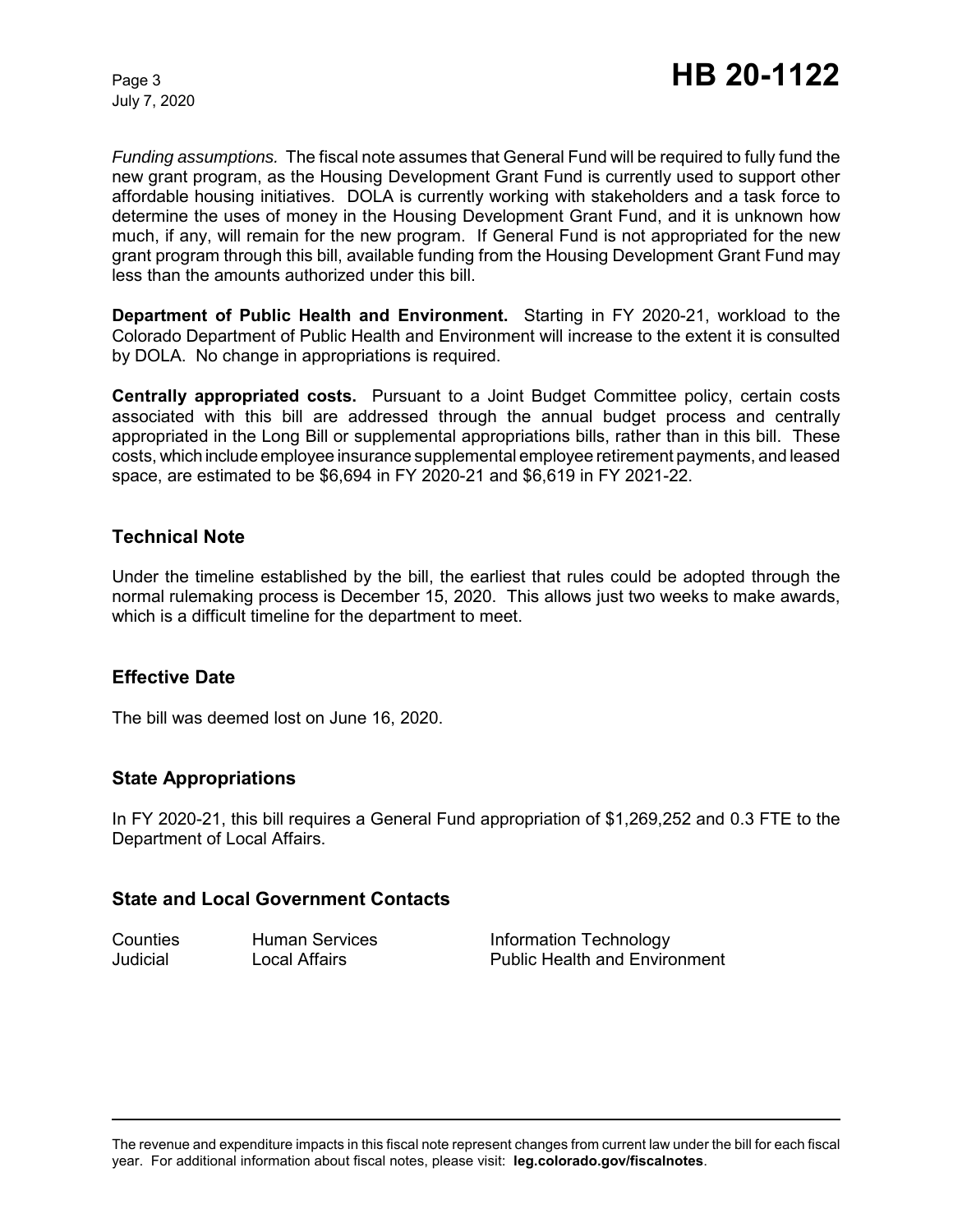*Funding assumptions.* The fiscal note assumes that General Fund will be required to fully fund the new grant program, as the Housing Development Grant Fund is currently used to support other affordable housing initiatives. DOLA is currently working with stakeholders and a task force to determine the uses of money in the Housing Development Grant Fund, and it is unknown how much, if any, will remain for the new program. If General Fund is not appropriated for the new grant program through this bill, available funding from the Housing Development Grant Fund may less than the amounts authorized under this bill.

**Department of Public Health and Environment.** Starting in FY 2020-21, workload to the Colorado Department of Public Health and Environment will increase to the extent it is consulted by DOLA. No change in appropriations is required.

**Centrally appropriated costs.** Pursuant to a Joint Budget Committee policy, certain costs associated with this bill are addressed through the annual budget process and centrally appropriated in the Long Bill or supplemental appropriations bills, rather than in this bill. These costs, which include employee insurance supplemental employee retirement payments, and leased space, are estimated to be $6,694 in FY 2020-21 and $6,619 in FY 2021-22.

## Technical Note

Under the timeline established by the bill, the earliest that rules could be adopted through the normal rulemaking process is December 15, 2020. This allows just two weeks to make awards, which is a difficult timeline for the department to meet.

## Effective Date

The bill was deemed lost on June 16, 2020.

## State Appropriations

In FY 2020-21, this bill requires a General Fund appropriation of $1,269,252 and 0.3 FTE to the Department of Local Affairs.

## State and Local Government Contacts

| | | |
|---|---|---|
| Counties | Human Services | Information Technology |
| Judicial | Local Affairs | Public Health and Environment |

The revenue and expenditure impacts in this fiscal note represent changes from current law under the bill for each fiscal year. For additional information about fiscal notes, please visit: **leg.colorado.gov/fiscalnotes**.